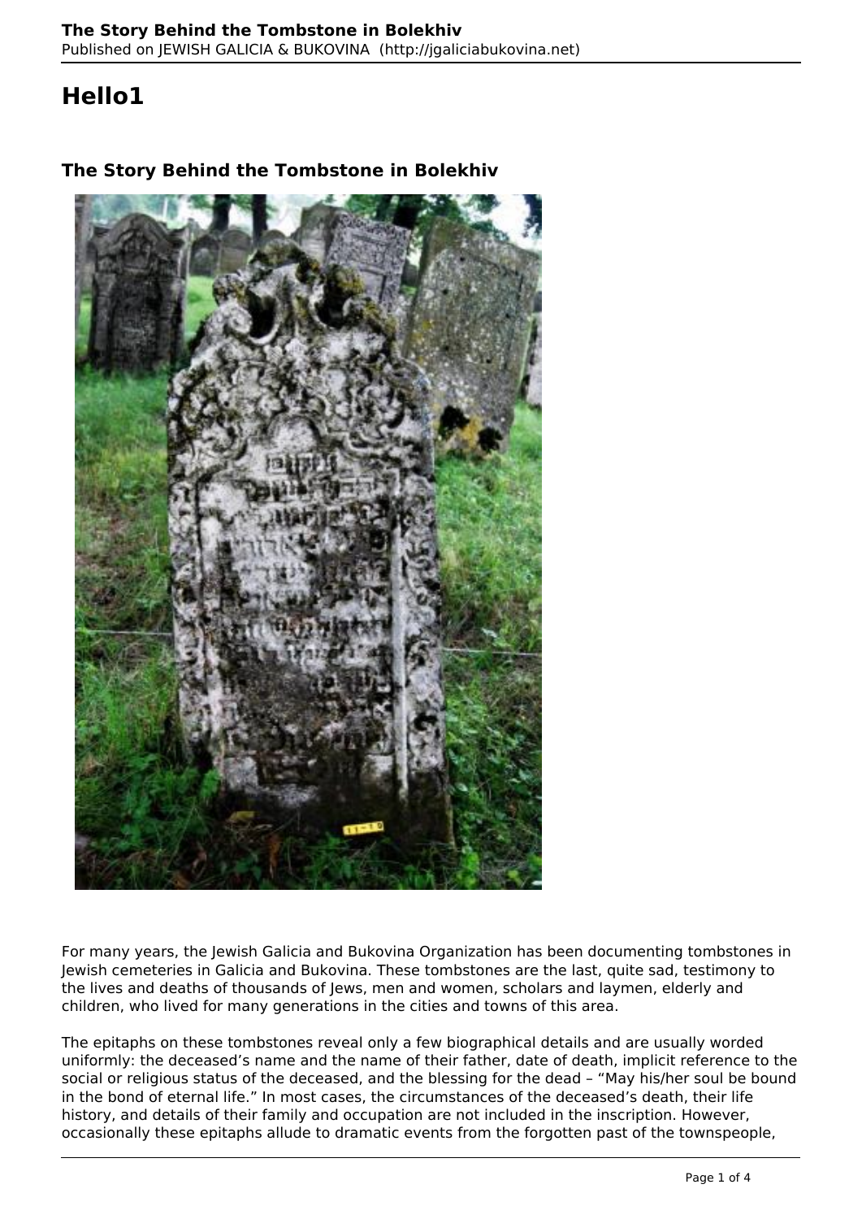# Hello1

## The Story Behind the Tombstone in Bolekhiv

For many years, the Jewish Galicia and Bukovina Organization has been documenting tombstones in Jewish cemeteries in Galicia and Bukovina. These tombstones are the last, quite sad, testimony to the lives and deaths of thousands of Jews, men and women, scholars and laymen, elderly and children, who lived for many generations in the cities and towns of this area.

The epitaphs on these tombstones reveal only a few biographical details and are usually worded uniformly: the deceased's name and the name of their father, date of death, implicit reference to the social or religious status of the deceased, and the blessing for the dead – "May his/her soul be bound in the bond of eternal life." In most cases, the circumstances of the deceased's death, their life history, and details of their family and occupation are not included in the inscription. However, occasionally these epitaphs allude to dramatic events from the forgotten past of the townspeople,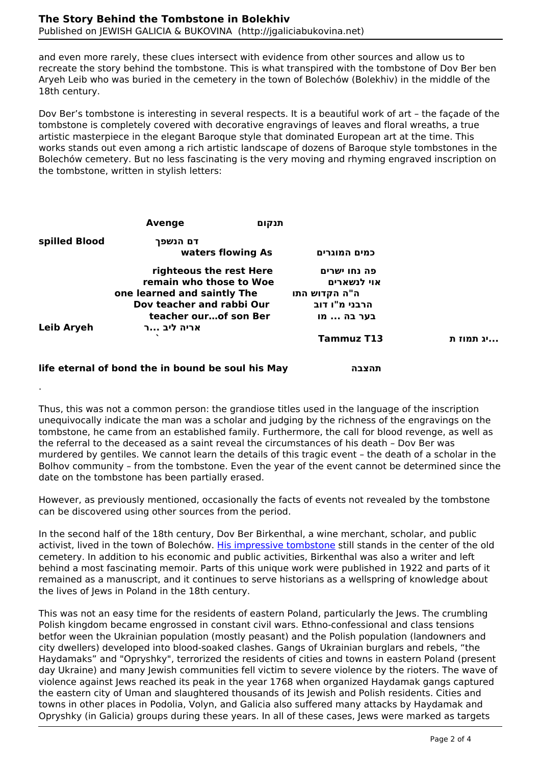and even more rarely, these clues intersect with evidence from other sources and allow us to recreate the story behind the tombstone. This is what transpired with the tombstone of Dov Ber ben Aryeh Leib who was buried in the cemetery in the town of Bolechów (Bolekhiv) in the middle of the 18th century.

Dov Ber's tombstone is interesting in several respects. It is a beautiful work of art – the façade of the tombstone is completely covered with decorative engravings of leaves and floral wreaths, a true artistic masterpiece in the elegant Baroque style that dominated European art at the time. This works stands out even among a rich artistic landscape of dozens of Baroque style tombstones in the Bolechów cemetery. But no less fascinating is the very moving and rhyming engraved inscription on the tombstone, written in stylish letters:

| English | Hebrew |
|---|---|
| **Avenge** | **תנקום** |
| **spilled Blood** | **דם הנשפך** |
| **waters flowing As** | **כמים המוגרים** |
| **righteous the rest Here** | **פה נחו ישרים** |
| **remain who those to Woe** | **אוי לנשארים** |
| **one learned and saintly The** | **ה"ה הקדוש התו** |
| **Dov teacher and rabbi Our** | **הרבני מ"ו דוב** |
| **teacher our...of son Ber** | **בער בה ... מו** |
| **Leib Aryeh** | **אריה ליב ...ר** |
| **Tammuz T13** | **...יג תמוז ת** |
| **life eternal of bond the in bound be soul his May** | **תהצבה** |

Thus, this was not a common person: the grandiose titles used in the language of the inscription unequivocally indicate the man was a scholar and judging by the richness of the engravings on the tombstone, he came from an established family. Furthermore, the call for blood revenge, as well as the referral to the deceased as a saint reveal the circumstances of his death – Dov Ber was murdered by gentiles. We cannot learn the details of this tragic event – the death of a scholar in the Bolhov community – from the tombstone. Even the year of the event cannot be determined since the date on the tombstone has been partially erased.

However, as previously mentioned, occasionally the facts of events not revealed by the tombstone can be discovered using other sources from the period.

In the second half of the 18th century, Dov Ber Birkenthal, a wine merchant, scholar, and public activist, lived in the town of Bolechów. His impressive tombstone still stands in the center of the old cemetery. In addition to his economic and public activities, Birkenthal was also a writer and left behind a most fascinating memoir. Parts of this unique work were published in 1922 and parts of it remained as a manuscript, and it continues to serve historians as a wellspring of knowledge about the lives of Jews in Poland in the 18th century.

This was not an easy time for the residents of eastern Poland, particularly the Jews. The crumbling Polish kingdom became engrossed in constant civil wars. Ethno-confessional and class tensions betfor ween the Ukrainian population (mostly peasant) and the Polish population (landowners and city dwellers) developed into blood-soaked clashes. Gangs of Ukrainian burglars and rebels, "the Haydamaks" and "Opryshky", terrorized the residents of cities and towns in eastern Poland (present day Ukraine) and many Jewish communities fell victim to severe violence by the rioters. The wave of violence against Jews reached its peak in the year 1768 when organized Haydamak gangs captured the eastern city of Uman and slaughtered thousands of its Jewish and Polish residents. Cities and towns in other places in Podolia, Volyn, and Galicia also suffered many attacks by Haydamak and Opryshky (in Galicia) groups during these years. In all of these cases, Jews were marked as targets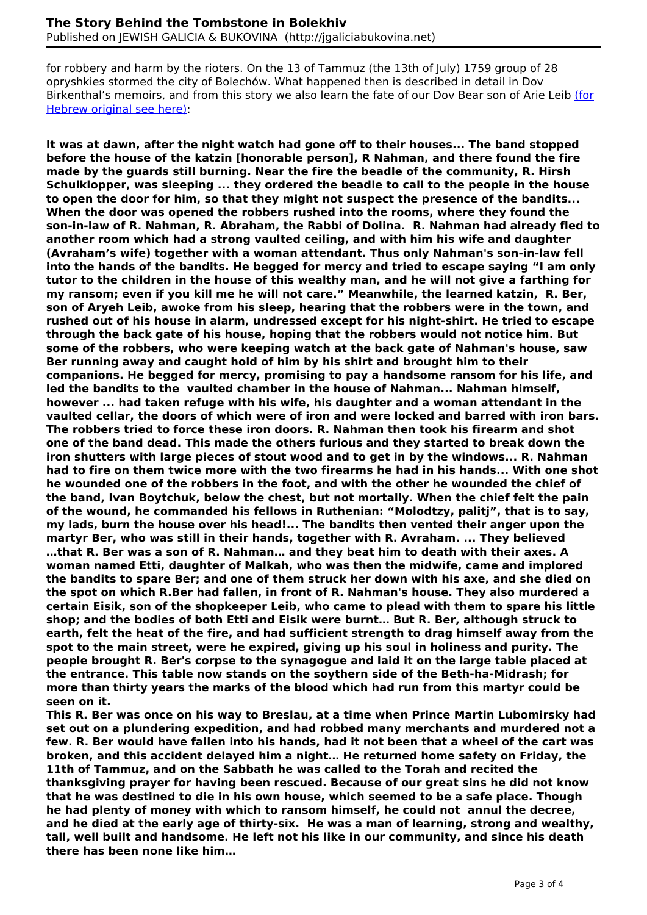for robbery and harm by the rioters. On the 13 of Tammuz (the 13th of July) 1759 group of 28 opryshkies stormed the city of Bolechów. What happened then is described in detail in Dov Birkenthal's memoirs, and from this story we also learn the fate of our Dov Bear son of Arie Leib (for Hebrew original see here):

**It was at dawn, after the night watch had gone off to their houses... The band stopped before the house of the katzin [honorable person], R Nahman, and there found the fire made by the guards still burning. Near the fire the beadle of the community, R. Hirsh Schulklopper, was sleeping ... they ordered the beadle to call to the people in the house to open the door for him, so that they might not suspect the presence of the bandits... When the door was opened the robbers rushed into the rooms, where they found the son-in-law of R. Nahman, R. Abraham, the Rabbi of Dolina. R. Nahman had already fled to another room which had a strong vaulted ceiling, and with him his wife and daughter (Avraham's wife) together with a woman attendant. Thus only Nahman's son-in-law fell into the hands of the bandits. He begged for mercy and tried to escape saying "I am only tutor to the children in the house of this wealthy man, and he will not give a farthing for my ransom; even if you kill me he will not care." Meanwhile, the learned katzin, R. Ber, son of Aryeh Leib, awoke from his sleep, hearing that the robbers were in the town, and rushed out of his house in alarm, undressed except for his night-shirt. He tried to escape through the back gate of his house, hoping that the robbers would not notice him. But some of the robbers, who were keeping watch at the back gate of Nahman's house, saw Ber running away and caught hold of him by his shirt and brought him to their companions. He begged for mercy, promising to pay a handsome ransom for his life, and led the bandits to the vaulted chamber in the house of Nahman... Nahman himself, however ... had taken refuge with his wife, his daughter and a woman attendant in the vaulted cellar, the doors of which were of iron and were locked and barred with iron bars. The robbers tried to force these iron doors. R. Nahman then took his firearm and shot one of the band dead. This made the others furious and they started to break down the iron shutters with large pieces of stout wood and to get in by the windows... R. Nahman had to fire on them twice more with the two firearms he had in his hands... With one shot he wounded one of the robbers in the foot, and with the other he wounded the chief of the band, Ivan Boytchuk, below the chest, but not mortally. When the chief felt the pain of the wound, he commanded his fellows in Ruthenian: "Molodtzy, palitj", that is to say, my lads, burn the house over his head!... The bandits then vented their anger upon the martyr Ber, who was still in their hands, together with R. Avraham. ... They believed …that R. Ber was a son of R. Nahman… and they beat him to death with their axes. A woman named Etti, daughter of Malkah, who was then the midwife, came and implored the bandits to spare Ber; and one of them struck her down with his axe, and she died on the spot on which R.Ber had fallen, in front of R. Nahman's house. They also murdered a certain Eisik, son of the shopkeeper Leib, who came to plead with them to spare his little shop; and the bodies of both Etti and Eisik were burnt… But R. Ber, although struck to earth, felt the heat of the fire, and had sufficient strength to drag himself away from the spot to the main street, were he expired, giving up his soul in holiness and purity. The people brought R. Ber's corpse to the synagogue and laid it on the large table placed at the entrance. This table now stands on the soythern side of the Beth-ha-Midrash; for more than thirty years the marks of the blood which had run from this martyr could be seen on it.**

**This R. Ber was once on his way to Breslau, at a time when Prince Martin Lubomirsky had set out on a plundering expedition, and had robbed many merchants and murdered not a few. R. Ber would have fallen into his hands, had it not been that a wheel of the cart was broken, and this accident delayed him a night… He returned home safety on Friday, the 11th of Tammuz, and on the Sabbath he was called to the Torah and recited the thanksgiving prayer for having been rescued. Because of our great sins he did not know that he was destined to die in his own house, which seemed to be a safe place. Though he had plenty of money with which to ransom himself, he could not annul the decree, and he died at the early age of thirty-six. He was a man of learning, strong and wealthy, tall, well built and handsome. He left not his like in our community, and since his death there has been none like him…**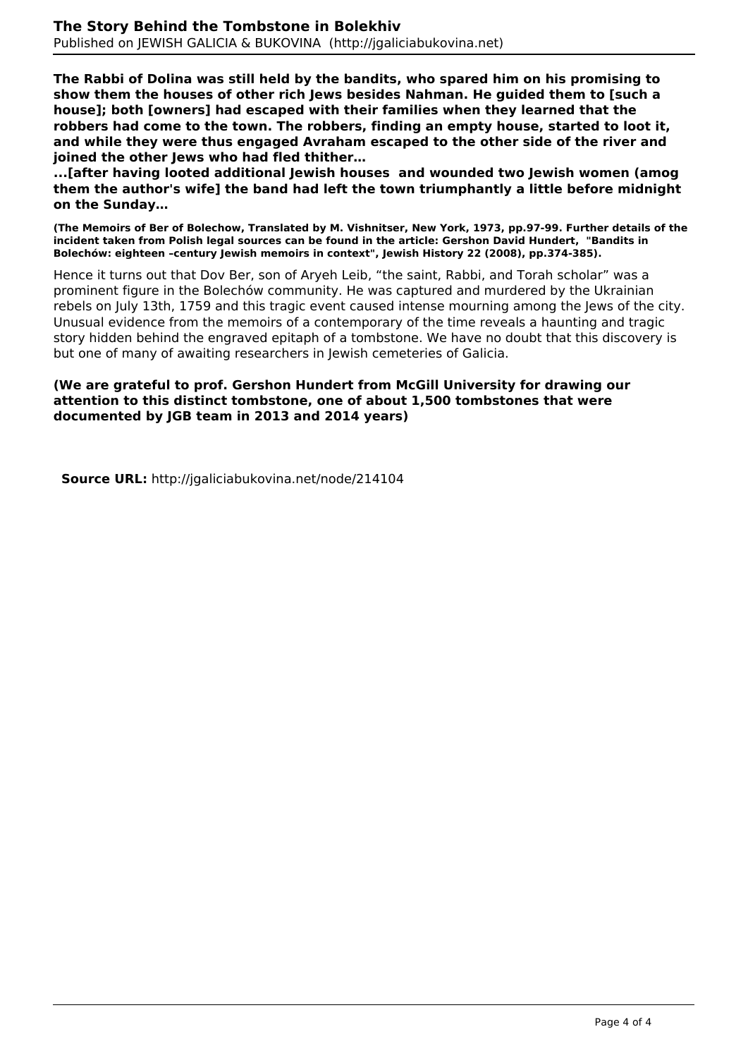**The Rabbi of Dolina was still held by the bandits, who spared him on his promising to show them the houses of other rich Jews besides Nahman. He guided them to [such a house]; both [owners] had escaped with their families when they learned that the robbers had come to the town. The robbers, finding an empty house, started to loot it, and while they were thus engaged Avraham escaped to the other side of the river and joined the other Jews who had fled thither…**

**...[after having looted additional Jewish houses and wounded two Jewish women (amog them the author's wife] the band had left the town triumphantly a little before midnight on the Sunday…**

**(The Memoirs of Ber of Bolechow, Translated by M. Vishnitser, New York, 1973, pp.97-99. Further details of the incident taken from Polish legal sources can be found in the article: Gershon David Hundert, "Bandits in Bolechów: eighteen –century Jewish memoirs in context", Jewish History 22 (2008), pp.374-385).**

Hence it turns out that Dov Ber, son of Aryeh Leib, "the saint, Rabbi, and Torah scholar" was a prominent figure in the Bolechów community. He was captured and murdered by the Ukrainian rebels on July 13th, 1759 and this tragic event caused intense mourning among the Jews of the city. Unusual evidence from the memoirs of a contemporary of the time reveals a haunting and tragic story hidden behind the engraved epitaph of a tombstone. We have no doubt that this discovery is but one of many of awaiting researchers in Jewish cemeteries of Galicia.

**(We are grateful to prof. Gershon Hundert from McGill University for drawing our attention to this distinct tombstone, one of about 1,500 tombstones that were documented by JGB team in 2013 and 2014 years)**

**Source URL:** http://jgaliciabukovina.net/node/214104